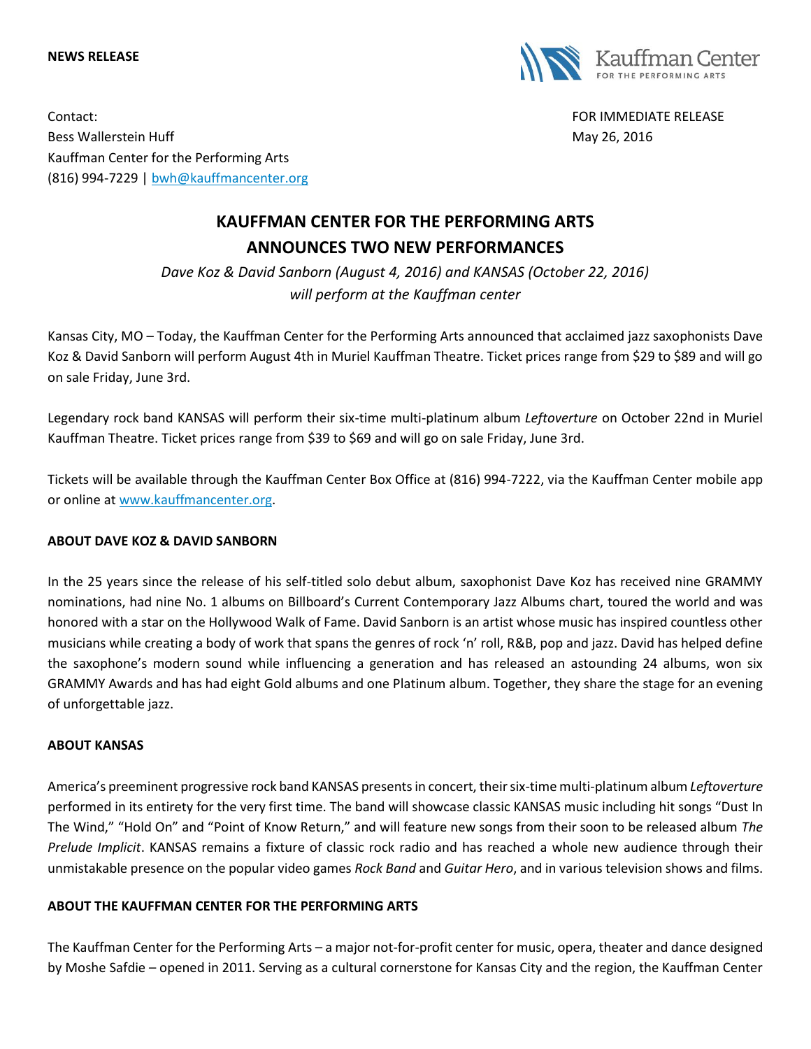**NEWS RELEASE**

Kauffman Center FOR THE PERFORMING ARTS

Contact:
Bess Wallerstein Huff
Kauffman Center for the Performing Arts
(816) 994-7229 | bwh@kauffmancenter.org

FOR IMMEDIATE RELEASE
May 26, 2016

# KAUFFMAN CENTER FOR THE PERFORMING ARTS ANNOUNCES TWO NEW PERFORMANCES

*Dave Koz & David Sanborn (August 4, 2016) and KANSAS (October 22, 2016) will perform at the Kauffman center*

Kansas City, MO – Today, the Kauffman Center for the Performing Arts announced that acclaimed jazz saxophonists Dave Koz & David Sanborn will perform August 4th in Muriel Kauffman Theatre. Ticket prices range from $29 to $89 and will go on sale Friday, June 3rd.

Legendary rock band KANSAS will perform their six-time multi-platinum album *Leftoverture* on October 22nd in Muriel Kauffman Theatre. Ticket prices range from $39 to $69 and will go on sale Friday, June 3rd.

Tickets will be available through the Kauffman Center Box Office at (816) 994-7222, via the Kauffman Center mobile app or online at www.kauffmancenter.org.

**ABOUT DAVE KOZ & DAVID SANBORN**

In the 25 years since the release of his self-titled solo debut album, saxophonist Dave Koz has received nine GRAMMY nominations, had nine No. 1 albums on Billboard's Current Contemporary Jazz Albums chart, toured the world and was honored with a star on the Hollywood Walk of Fame. David Sanborn is an artist whose music has inspired countless other musicians while creating a body of work that spans the genres of rock 'n' roll, R&B, pop and jazz. David has helped define the saxophone's modern sound while influencing a generation and has released an astounding 24 albums, won six GRAMMY Awards and has had eight Gold albums and one Platinum album. Together, they share the stage for an evening of unforgettable jazz.

**ABOUT KANSAS**

America's preeminent progressive rock band KANSAS presents in concert, their six-time multi-platinum album *Leftoverture* performed in its entirety for the very first time. The band will showcase classic KANSAS music including hit songs "Dust In The Wind," "Hold On" and "Point of Know Return," and will feature new songs from their soon to be released album *The Prelude Implicit*. KANSAS remains a fixture of classic rock radio and has reached a whole new audience through their unmistakable presence on the popular video games *Rock Band* and *Guitar Hero*, and in various television shows and films.

**ABOUT THE KAUFFMAN CENTER FOR THE PERFORMING ARTS**

The Kauffman Center for the Performing Arts – a major not-for-profit center for music, opera, theater and dance designed by Moshe Safdie – opened in 2011. Serving as a cultural cornerstone for Kansas City and the region, the Kauffman Center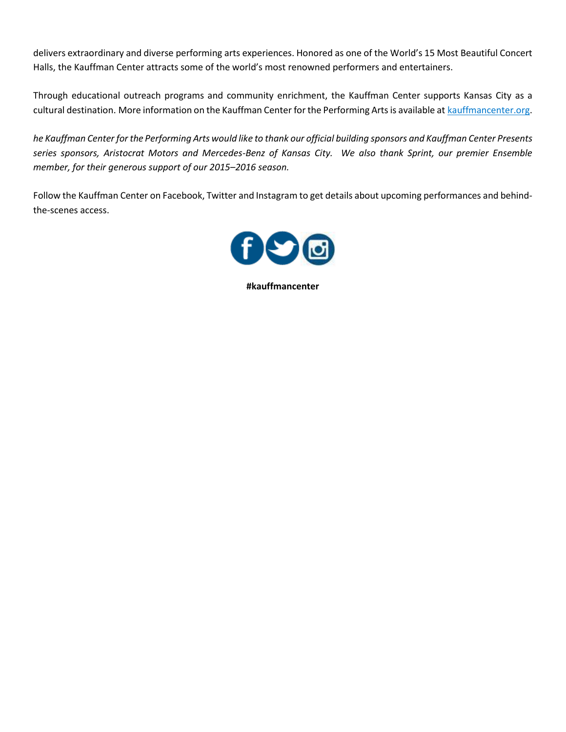delivers extraordinary and diverse performing arts experiences. Honored as one of the World's 15 Most Beautiful Concert Halls, the Kauffman Center attracts some of the world's most renowned performers and entertainers.

Through educational outreach programs and community enrichment, the Kauffman Center supports Kansas City as a cultural destination. More information on the Kauffman Center for the Performing Arts is available at [kauffmancenter.org](kauffmancenter.org).

*he Kauffman Center for the Performing Arts would like to thank our official building sponsors and Kauffman Center Presents series sponsors, Aristocrat Motors and Mercedes-Benz of Kansas City. We also thank Sprint, our premier Ensemble member, for their generous support of our 2015–2016 season.*

Follow the Kauffman Center on Facebook, Twitter and Instagram to get details about upcoming performances and behind-the-scenes access.

**#kauffmancenter**